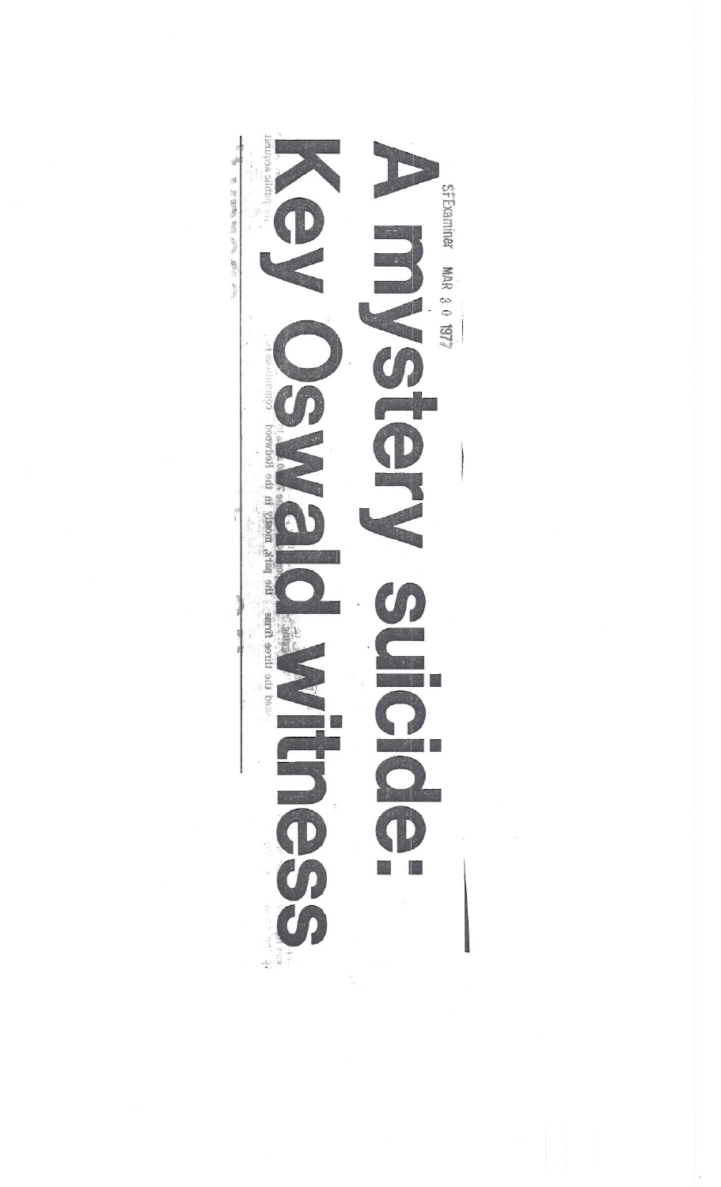SFExaminer MAR 30 1977

# A mystery suicide: Key Oswald witness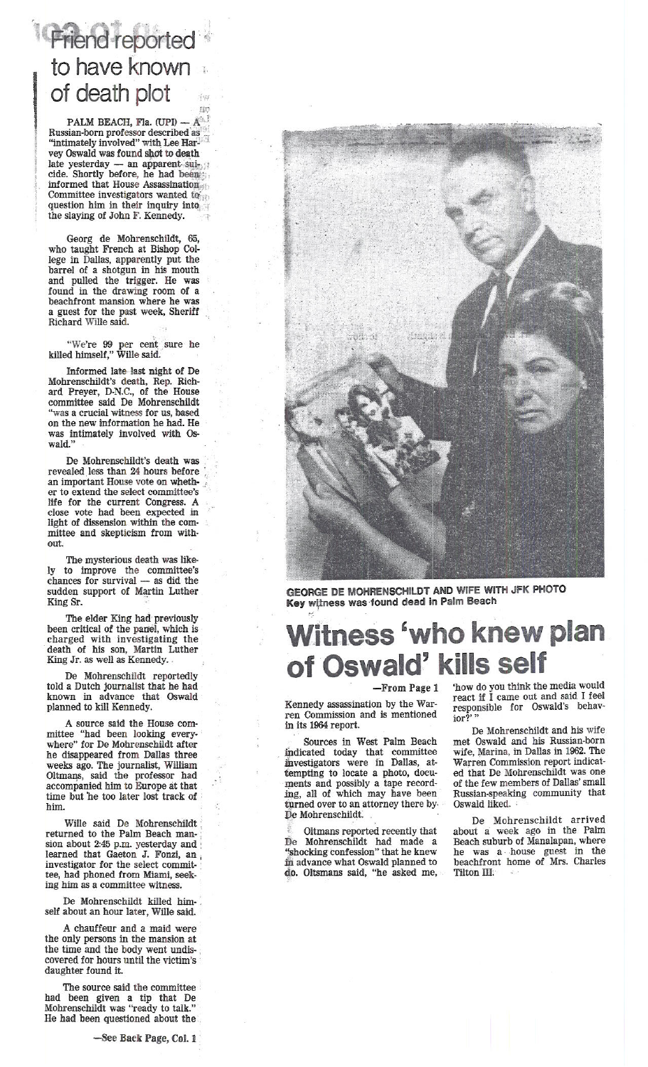# Friend reported to have known of death plot

PALM BEACH, Fla. (UPI) — A Russian-born professor described as "intimately involved" with Lee Harvey Oswald was found shot to death late yesterday — an apparent suicide. Shortly before, he had been informed that House Assassination Committee investigators wanted to question him in their inquiry into the slaying of John F. Kennedy.

Georg de Mohrenschildt, 65, who taught French at Bishop College in Dallas, apparently put the barrel of a shotgun in his mouth and pulled the trigger. He was found in the drawing room of a beachfront mansion where he was a guest for the past week, Sheriff Richard Wille said.

"We're 99 per cent sure he killed himself," Wille said.

Informed late last night of De Mohrenschildt's death, Rep. Richard Preyer, D-N.C., of the House committee said De Mohrenschildt "was a crucial witness for us, based on the new information he had. He was intimately involved with Oswald."

De Mohrenschildt's death was revealed less than 24 hours before an important House vote on whether to extend the select committee's life for the current Congress. A close vote had been expected in light of dissension within the committee and skepticism from without.

The mysterious death was likely to improve the committee's chances for survival — as did the sudden support of Martin Luther King Sr.

The elder King had previously been critical of the panel, which is charged with investigating the death of his son, Martin Luther King Jr. as well as Kennedy.

De Mohrenschildt reportedly told a Dutch journalist that he had known in advance that Oswald planned to kill Kennedy.

A source said the House committee "had been looking everywhere" for De Mohrenschildt after he disappeared from Dallas three weeks ago. The journalist, William Oltmans, said the professor had accompanied him to Europe at that time but he too later lost track of him.

Wille said De Mohrenschildt returned to the Palm Beach mansion about 2:45 p.m. yesterday and learned that Gaeton J. Fonzi, an investigator for the select committee, had phoned from Miami, seeking him as a committee witness.

De Mohrenschildt killed himself about an hour later, Wille said.

A chauffeur and a maid were the only persons in the mansion at the time and the body went undiscovered for hours until the victim's daughter found it.

The source said the committee had been given a tip that De Mohrenschildt was "ready to talk." He had been questioned about the

—See Back Page, Col. 1

**GEORGE DE MOHRENSCHILDT AND WIFE WITH JFK PHOTO**
**Key witness was found dead in Palm Beach**

# Witness 'who knew plan of Oswald' kills self

—From Page 1

Kennedy assassination by the Warren Commission and is mentioned in its 1964 report.

Sources in West Palm Beach indicated today that committee investigators were in Dallas, attempting to locate a photo, documents and possibly a tape recording, all of which may have been turned over to an attorney there by De Mohrenschildt.

Oltsmans reported recently that De Mohrenschildt had made a "shocking confession" that he knew in advance what Oswald planned to do. Oltsmans said, "he asked me, 'how do you think the media would react if I came out and said I feel responsible for Oswald's behavior?' "

De Mohrenschildt and his wife met Oswald and his Russian-born wife, Marina, in Dallas in 1962. The Warren Commission report indicated that De Mohrenschildt was one of the few members of Dallas' small Russian-speaking community that Oswald liked.

De Mohrenschildt arrived about a week ago in the Palm Beach suburb of Manalapan, where he was a house guest in the beachfront home of Mrs. Charles Tilton III.